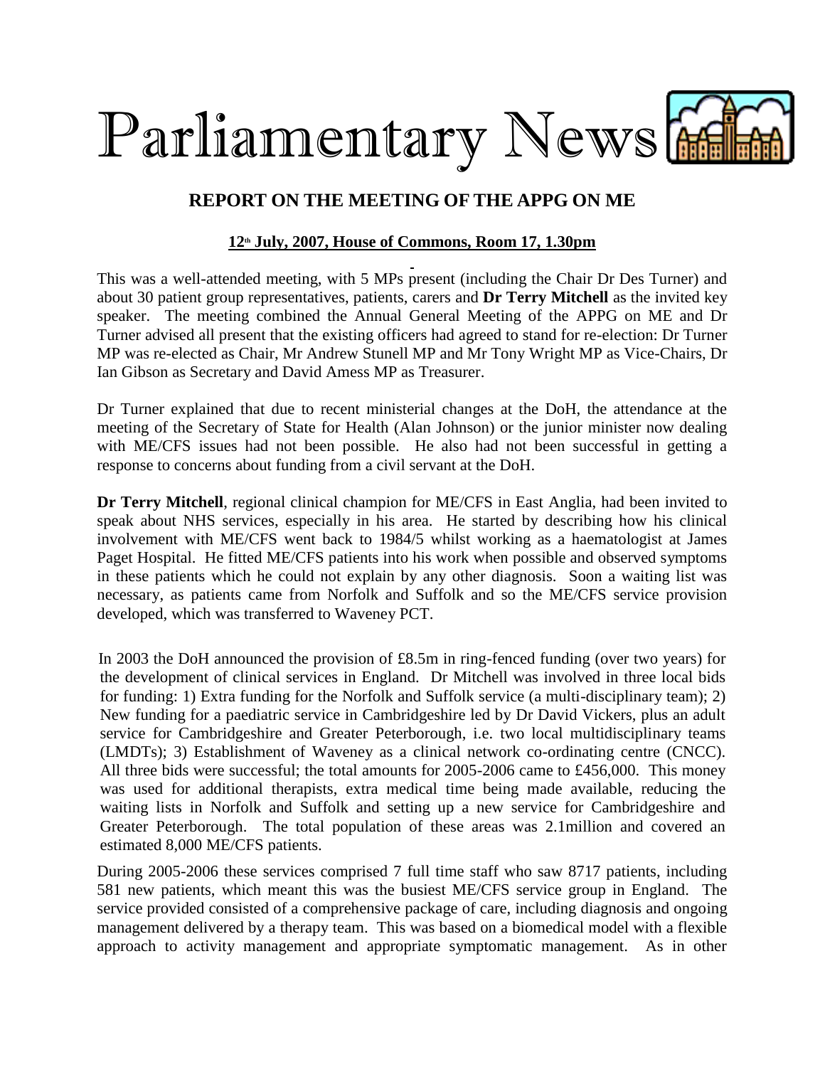# Parliamentary News

## REPORT ON THE MEETING OF THE APPG ON ME

**12th July, 2007, House of Commons, Room 17, 1.30pm**

This was a well-attended meeting, with 5 MPs present (including the Chair Dr Des Turner) and about 30 patient group representatives, patients, carers and **Dr Terry Mitchell** as the invited key speaker. The meeting combined the Annual General Meeting of the APPG on ME and Dr Turner advised all present that the existing officers had agreed to stand for re-election: Dr Turner MP was re-elected as Chair, Mr Andrew Stunell MP and Mr Tony Wright MP as Vice-Chairs, Dr Ian Gibson as Secretary and David Amess MP as Treasurer.

Dr Turner explained that due to recent ministerial changes at the DoH, the attendance at the meeting of the Secretary of State for Health (Alan Johnson) or the junior minister now dealing with ME/CFS issues had not been possible. He also had not been successful in getting a response to concerns about funding from a civil servant at the DoH.

**Dr Terry Mitchell**, regional clinical champion for ME/CFS in East Anglia, had been invited to speak about NHS services, especially in his area. He started by describing how his clinical involvement with ME/CFS went back to 1984/5 whilst working as a haematologist at James Paget Hospital. He fitted ME/CFS patients into his work when possible and observed symptoms in these patients which he could not explain by any other diagnosis. Soon a waiting list was necessary, as patients came from Norfolk and Suffolk and so the ME/CFS service provision developed, which was transferred to Waveney PCT.

In 2003 the DoH announced the provision of £8.5m in ring-fenced funding (over two years) for the development of clinical services in England. Dr Mitchell was involved in three local bids for funding: 1) Extra funding for the Norfolk and Suffolk service (a multi-disciplinary team); 2) New funding for a paediatric service in Cambridgeshire led by Dr David Vickers, plus an adult service for Cambridgeshire and Greater Peterborough, i.e. two local multidisciplinary teams (LMDTs); 3) Establishment of Waveney as a clinical network co-ordinating centre (CNCC). All three bids were successful; the total amounts for 2005-2006 came to £456,000. This money was used for additional therapists, extra medical time being made available, reducing the waiting lists in Norfolk and Suffolk and setting up a new service for Cambridgeshire and Greater Peterborough. The total population of these areas was 2.1million and covered an estimated 8,000 ME/CFS patients.

During 2005-2006 these services comprised 7 full time staff who saw 8717 patients, including 581 new patients, which meant this was the busiest ME/CFS service group in England. The service provided consisted of a comprehensive package of care, including diagnosis and ongoing management delivered by a therapy team. This was based on a biomedical model with a flexible approach to activity management and appropriate symptomatic management. As in other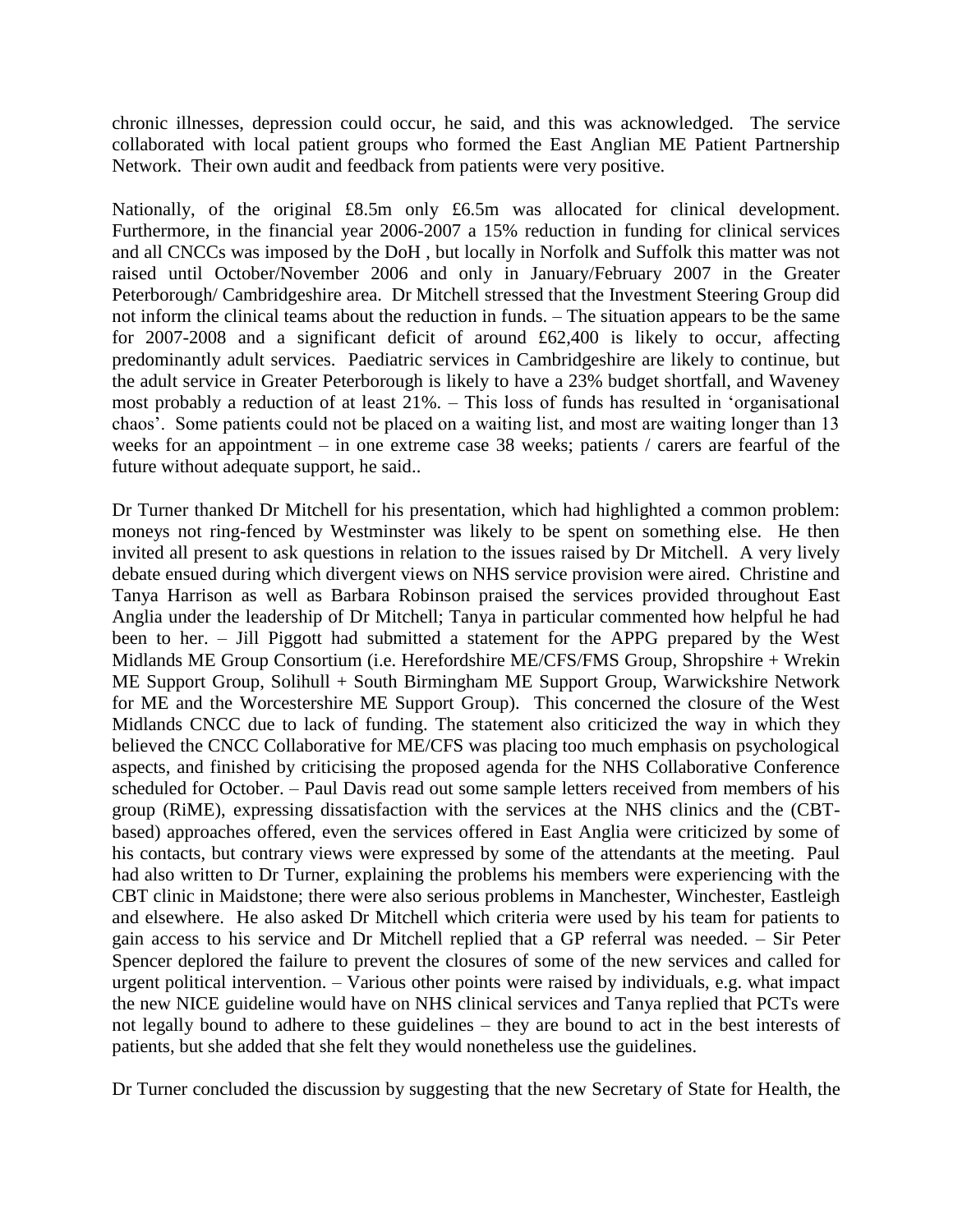chronic illnesses, depression could occur, he said, and this was acknowledged. The service collaborated with local patient groups who formed the East Anglian ME Patient Partnership Network. Their own audit and feedback from patients were very positive.

Nationally, of the original £8.5m only £6.5m was allocated for clinical development. Furthermore, in the financial year 2006-2007 a 15% reduction in funding for clinical services and all CNCCs was imposed by the DoH , but locally in Norfolk and Suffolk this matter was not raised until October/November 2006 and only in January/February 2007 in the Greater Peterborough/ Cambridgeshire area. Dr Mitchell stressed that the Investment Steering Group did not inform the clinical teams about the reduction in funds. – The situation appears to be the same for 2007-2008 and a significant deficit of around £62,400 is likely to occur, affecting predominantly adult services. Paediatric services in Cambridgeshire are likely to continue, but the adult service in Greater Peterborough is likely to have a 23% budget shortfall, and Waveney most probably a reduction of at least 21%. – This loss of funds has resulted in 'organisational chaos'. Some patients could not be placed on a waiting list, and most are waiting longer than 13 weeks for an appointment – in one extreme case 38 weeks; patients / carers are fearful of the future without adequate support, he said..

Dr Turner thanked Dr Mitchell for his presentation, which had highlighted a common problem: moneys not ring-fenced by Westminster was likely to be spent on something else. He then invited all present to ask questions in relation to the issues raised by Dr Mitchell. A very lively debate ensued during which divergent views on NHS service provision were aired. Christine and Tanya Harrison as well as Barbara Robinson praised the services provided throughout East Anglia under the leadership of Dr Mitchell; Tanya in particular commented how helpful he had been to her. – Jill Piggott had submitted a statement for the APPG prepared by the West Midlands ME Group Consortium (i.e. Herefordshire ME/CFS/FMS Group, Shropshire + Wrekin ME Support Group, Solihull + South Birmingham ME Support Group, Warwickshire Network for ME and the Worcestershire ME Support Group). This concerned the closure of the West Midlands CNCC due to lack of funding. The statement also criticized the way in which they believed the CNCC Collaborative for ME/CFS was placing too much emphasis on psychological aspects, and finished by criticising the proposed agenda for the NHS Collaborative Conference scheduled for October. – Paul Davis read out some sample letters received from members of his group (RiME), expressing dissatisfaction with the services at the NHS clinics and the (CBT-based) approaches offered, even the services offered in East Anglia were criticized by some of his contacts, but contrary views were expressed by some of the attendants at the meeting. Paul had also written to Dr Turner, explaining the problems his members were experiencing with the CBT clinic in Maidstone; there were also serious problems in Manchester, Winchester, Eastleigh and elsewhere. He also asked Dr Mitchell which criteria were used by his team for patients to gain access to his service and Dr Mitchell replied that a GP referral was needed. – Sir Peter Spencer deplored the failure to prevent the closures of some of the new services and called for urgent political intervention. – Various other points were raised by individuals, e.g. what impact the new NICE guideline would have on NHS clinical services and Tanya replied that PCTs were not legally bound to adhere to these guidelines – they are bound to act in the best interests of patients, but she added that she felt they would nonetheless use the guidelines.

Dr Turner concluded the discussion by suggesting that the new Secretary of State for Health, the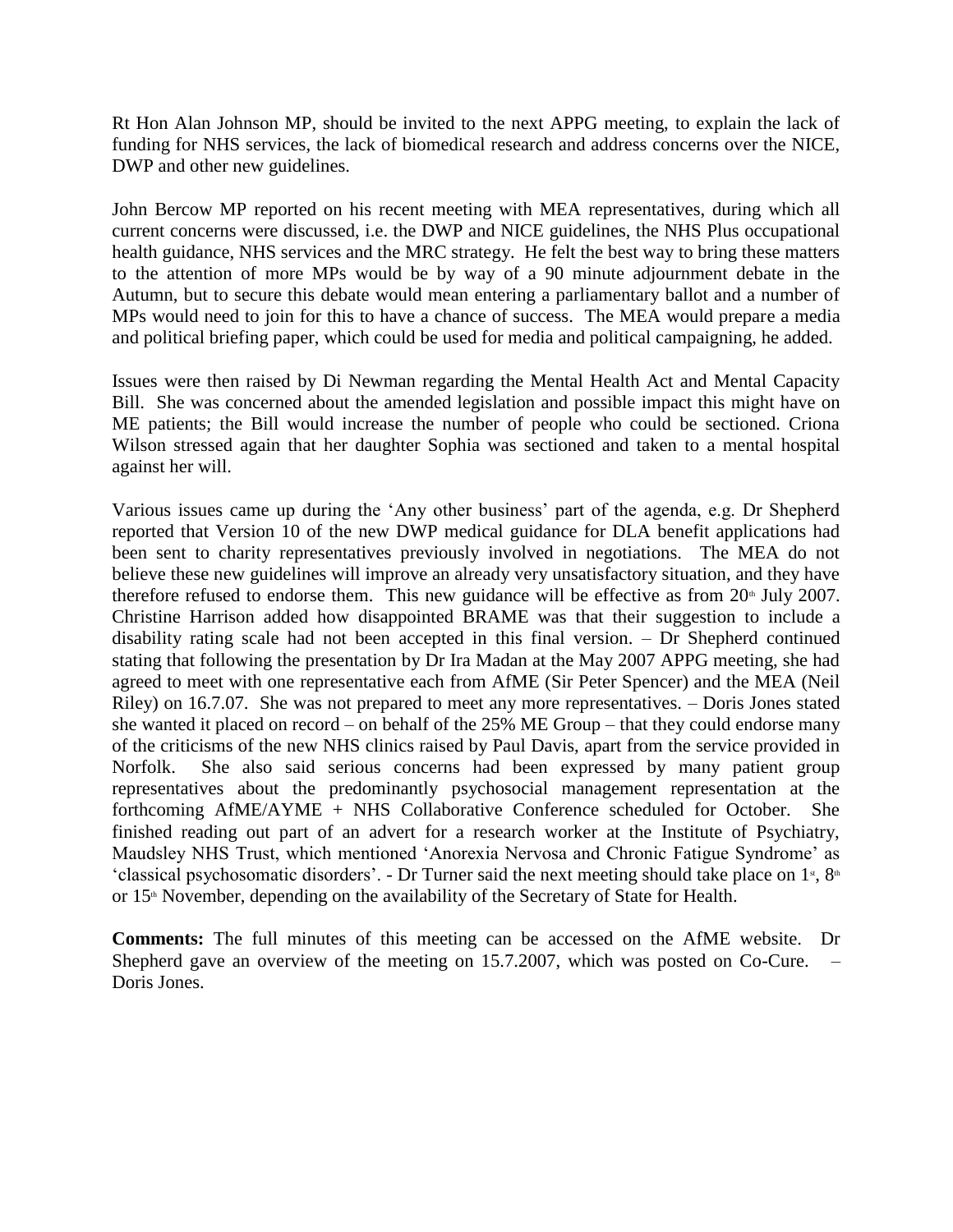Rt Hon Alan Johnson MP, should be invited to the next APPG meeting, to explain the lack of funding for NHS services, the lack of biomedical research and address concerns over the NICE, DWP and other new guidelines.

John Bercow MP reported on his recent meeting with MEA representatives, during which all current concerns were discussed, i.e. the DWP and NICE guidelines, the NHS Plus occupational health guidance, NHS services and the MRC strategy. He felt the best way to bring these matters to the attention of more MPs would be by way of a 90 minute adjournment debate in the Autumn, but to secure this debate would mean entering a parliamentary ballot and a number of MPs would need to join for this to have a chance of success. The MEA would prepare a media and political briefing paper, which could be used for media and political campaigning, he added.

Issues were then raised by Di Newman regarding the Mental Health Act and Mental Capacity Bill. She was concerned about the amended legislation and possible impact this might have on ME patients; the Bill would increase the number of people who could be sectioned. Criona Wilson stressed again that her daughter Sophia was sectioned and taken to a mental hospital against her will.

Various issues came up during the 'Any other business' part of the agenda, e.g. Dr Shepherd reported that Version 10 of the new DWP medical guidance for DLA benefit applications had been sent to charity representatives previously involved in negotiations. The MEA do not believe these new guidelines will improve an already very unsatisfactory situation, and they have therefore refused to endorse them. This new guidance will be effective as from 20th July 2007. Christine Harrison added how disappointed BRAME was that their suggestion to include a disability rating scale had not been accepted in this final version. – Dr Shepherd continued stating that following the presentation by Dr Ira Madan at the May 2007 APPG meeting, she had agreed to meet with one representative each from AfME (Sir Peter Spencer) and the MEA (Neil Riley) on 16.7.07. She was not prepared to meet any more representatives. – Doris Jones stated she wanted it placed on record – on behalf of the 25% ME Group – that they could endorse many of the criticisms of the new NHS clinics raised by Paul Davis, apart from the service provided in Norfolk. She also said serious concerns had been expressed by many patient group representatives about the predominantly psychosocial management representation at the forthcoming AfME/AYME + NHS Collaborative Conference scheduled for October. She finished reading out part of an advert for a research worker at the Institute of Psychiatry, Maudsley NHS Trust, which mentioned 'Anorexia Nervosa and Chronic Fatigue Syndrome' as 'classical psychosomatic disorders'. - Dr Turner said the next meeting should take place on 1st, 8th or 15th November, depending on the availability of the Secretary of State for Health.

**Comments:** The full minutes of this meeting can be accessed on the AfME website. Dr Shepherd gave an overview of the meeting on 15.7.2007, which was posted on Co-Cure. – Doris Jones.